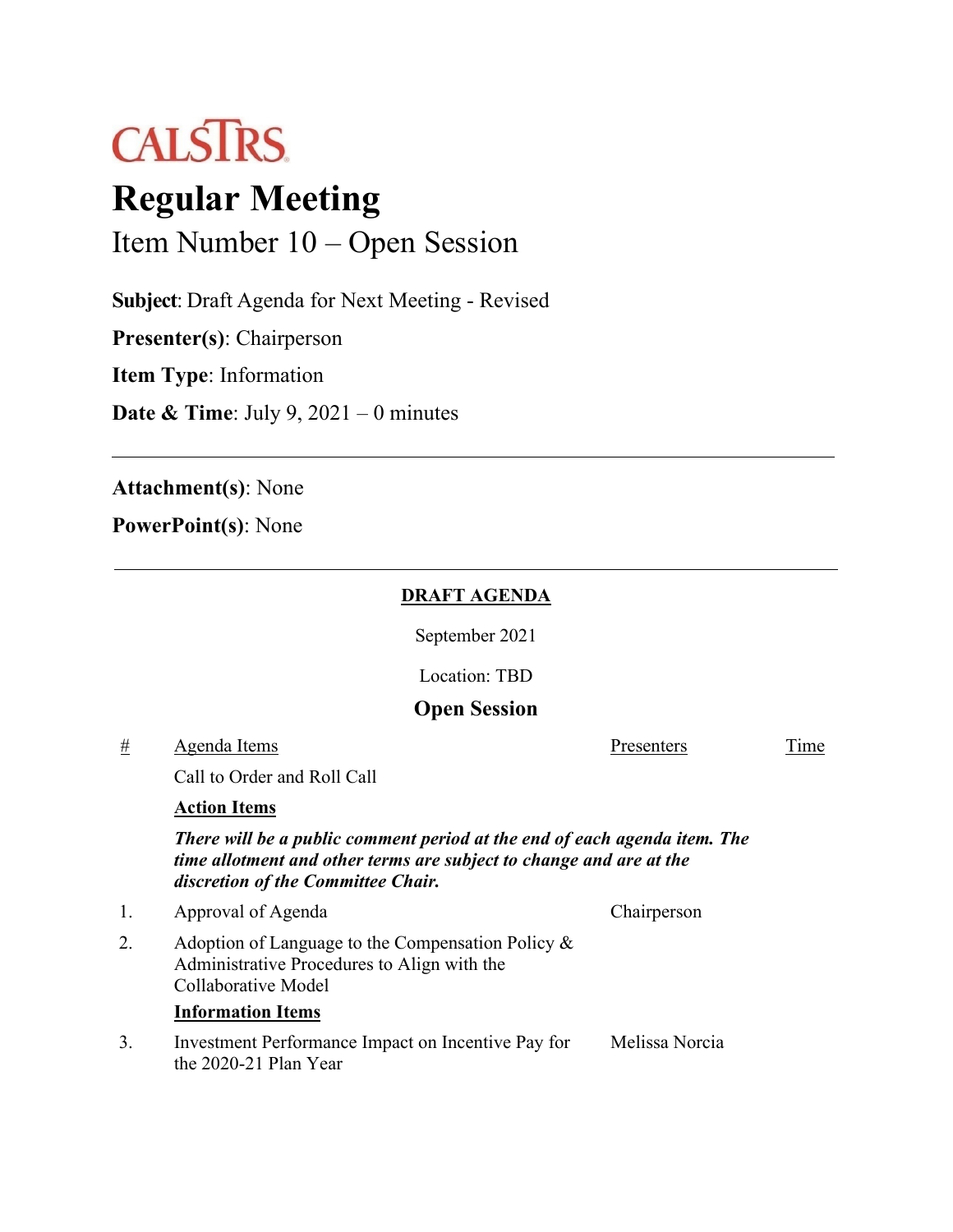CALSTRS

# Regular Meeting

## Item Number 10 – Open Session

**Subject**: Draft Agenda for Next Meeting - Revised

**Presenter(s)**: Chairperson

**Item Type**: Information

**Date & Time**: July 9, 2021 – 0 minutes

---

**Attachment(s)**: None

**PowerPoint(s)**: None

---

**DRAFT AGENDA**

September 2021

Location: TBD

### Open Session

| # | Agenda Items | Presenters | Time |
|---|---|---|---|
| | Call to Order and Roll Call | | |
| | **Action Items** | | |
| | ***There will be a public comment period at the end of each agenda item. The time allotment and other terms are subject to change and are at the discretion of the Committee Chair.*** | | |
| 1. | Approval of Agenda | Chairperson | |
| 2. | Adoption of Language to the Compensation Policy & Administrative Procedures to Align with the Collaborative Model | | |
| | **Information Items** | | |
| 3. | Investment Performance Impact on Incentive Pay for the 2020-21 Plan Year | Melissa Norcia | |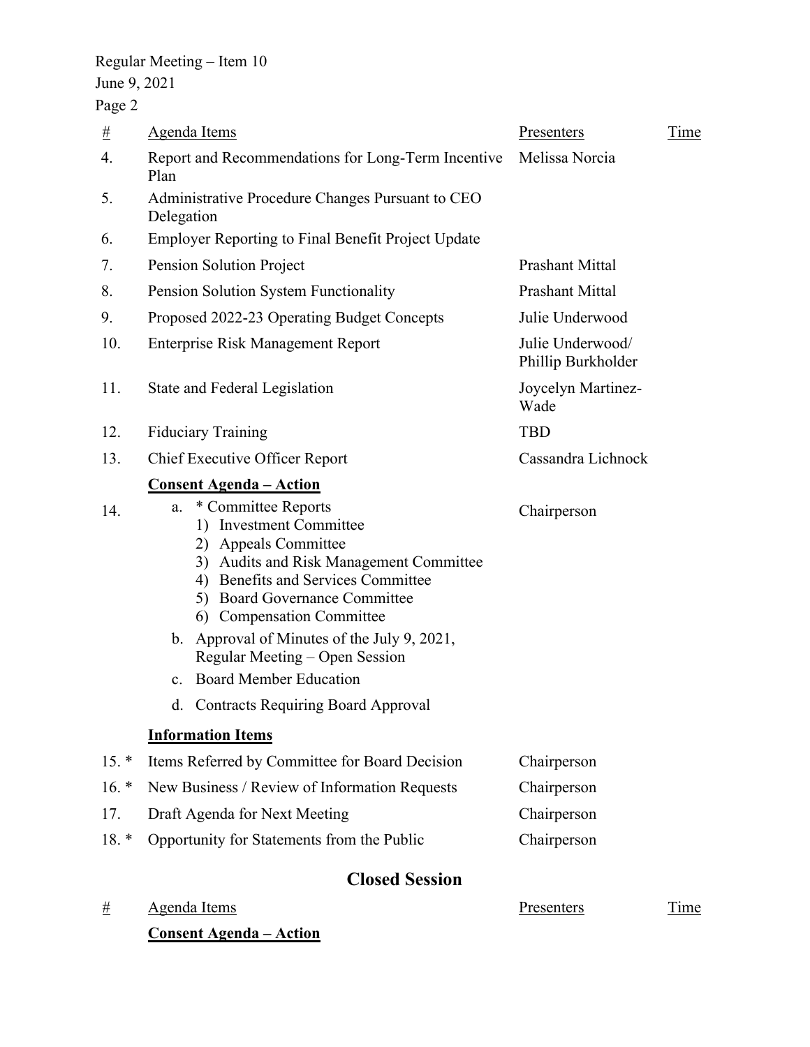Regular Meeting – Item 10
June 9, 2021

| # | Agenda Items | Presenters | Time |
|---|---|---|---|
| 4. | Report and Recommendations for Long-Term Incentive Plan | Melissa Norcia | |
| 5. | Administrative Procedure Changes Pursuant to CEO Delegation | | |
| 6. | Employer Reporting to Final Benefit Project Update | | |
| 7. | Pension Solution Project | Prashant Mittal | |
| 8. | Pension Solution System Functionality | Prashant Mittal | |
| 9. | Proposed 2022-23 Operating Budget Concepts | Julie Underwood | |
| 10. | Enterprise Risk Management Report | Julie Underwood/ Phillip Burkholder | |
| 11. | State and Federal Legislation | Joycelyn Martinez-Wade | |
| 12. | Fiduciary Training | TBD | |
| 13. | Chief Executive Officer Report | Cassandra Lichnock | |
| | **Consent Agenda – Action** | | |
| 14. | a. * Committee Reports<br>1) Investment Committee<br>2) Appeals Committee<br>3) Audits and Risk Management Committee<br>4) Benefits and Services Committee<br>5) Board Governance Committee<br>6) Compensation Committee<br>b. Approval of Minutes of the July 9, 2021, Regular Meeting – Open Session<br>c. Board Member Education<br>d. Contracts Requiring Board Approval | Chairperson | |
| | **Information Items** | | |
| 15. * | Items Referred by Committee for Board Decision | Chairperson | |
| 16. * | New Business / Review of Information Requests | Chairperson | |
| 17. | Draft Agenda for Next Meeting | Chairperson | |
| 18. * | Opportunity for Statements from the Public | Chairperson | |

## Closed Session

| # | Agenda Items | Presenters | Time |
|---|---|---|---|
| | **Consent Agenda – Action** | | |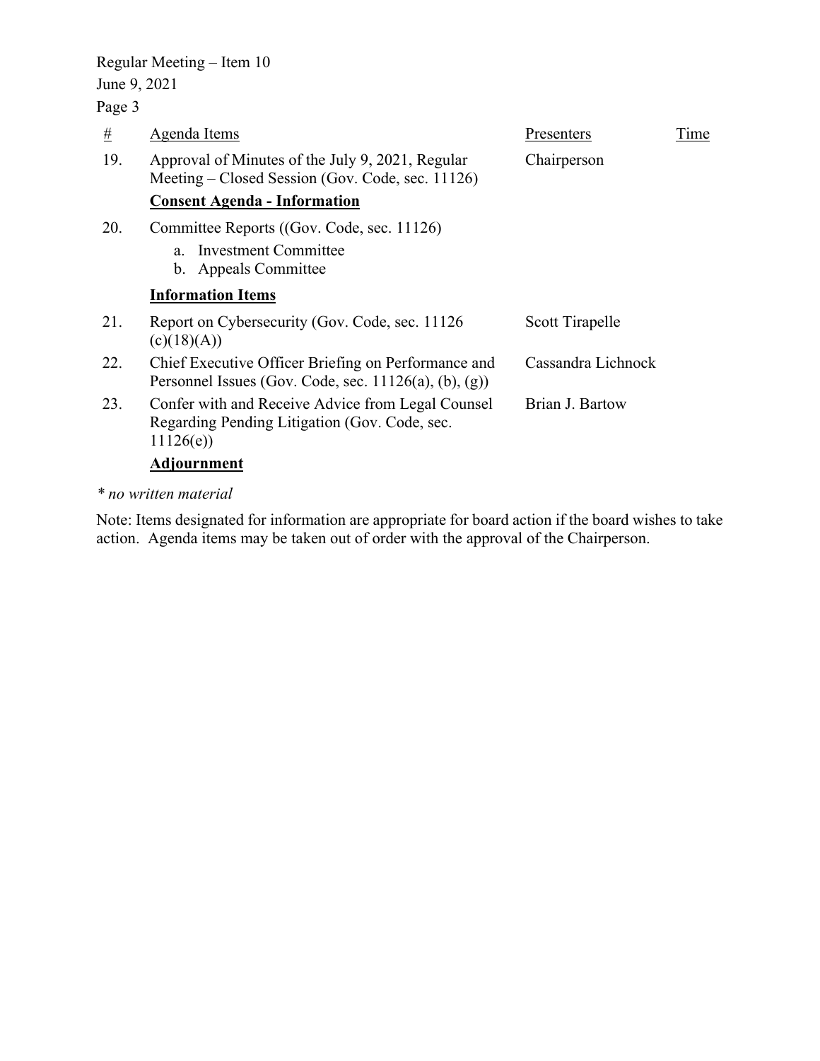| # | Agenda Items | Presenters | Time |
|---|---|---|---|
| 19. | Approval of Minutes of the July 9, 2021, Regular Meeting – Closed Session (Gov. Code, sec. 11126) | Chairperson | |
| | **Consent Agenda - Information** | | |
| 20. | Committee Reports ((Gov. Code, sec. 11126)<br>a. Investment Committee<br>b. Appeals Committee | | |
| | **Information Items** | | |
| 21. | Report on Cybersecurity (Gov. Code, sec. 11126 (c)(18)(A)) | Scott Tirapelle | |
| 22. | Chief Executive Officer Briefing on Performance and Personnel Issues (Gov. Code, sec. 11126(a), (b), (g)) | Cassandra Lichnock | |
| 23. | Confer with and Receive Advice from Legal Counsel Regarding Pending Litigation (Gov. Code, sec. 11126(e)) | Brian J. Bartow | |
| | **Adjournment** | | |

*\* no written material*

Note: Items designated for information are appropriate for board action if the board wishes to take action. Agenda items may be taken out of order with the approval of the Chairperson.